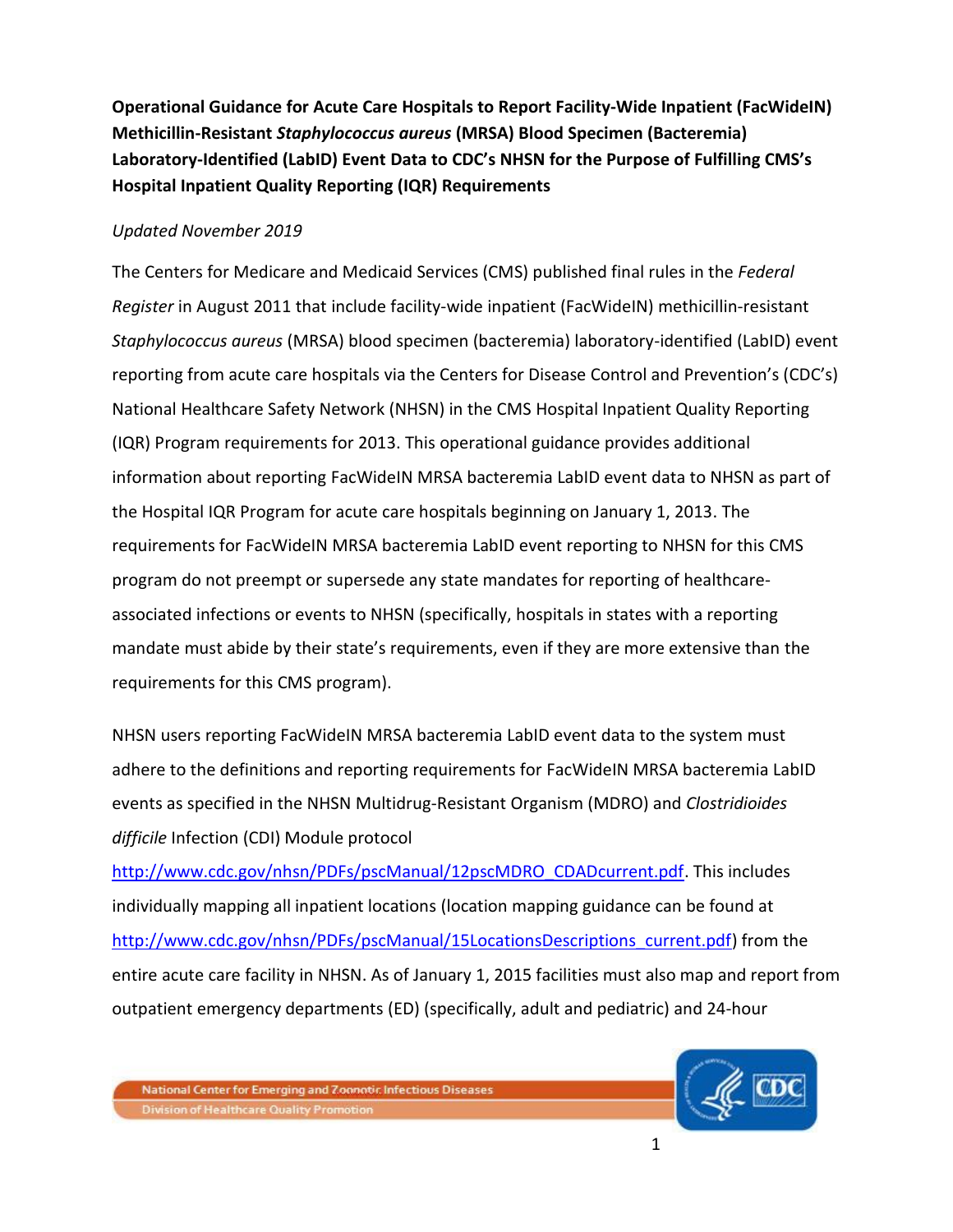**Operational Guidance for Acute Care Hospitals to Report Facility-Wide Inpatient (FacWideIN) Methicillin-Resistant *Staphylococcus aureus* (MRSA) Blood Specimen (Bacteremia) Laboratory-Identified (LabID) Event Data to CDC's NHSN for the Purpose of Fulfilling CMS's Hospital Inpatient Quality Reporting (IQR) Requirements**

*Updated November 2019*

The Centers for Medicare and Medicaid Services (CMS) published final rules in the *Federal Register* in August 2011 that include facility-wide inpatient (FacWideIN) methicillin-resistant *Staphylococcus aureus* (MRSA) blood specimen (bacteremia) laboratory-identified (LabID) event reporting from acute care hospitals via the Centers for Disease Control and Prevention's (CDC's) National Healthcare Safety Network (NHSN) in the CMS Hospital Inpatient Quality Reporting (IQR) Program requirements for 2013. This operational guidance provides additional information about reporting FacWideIN MRSA bacteremia LabID event data to NHSN as part of the Hospital IQR Program for acute care hospitals beginning on January 1, 2013. The requirements for FacWideIN MRSA bacteremia LabID event reporting to NHSN for this CMS program do not preempt or supersede any state mandates for reporting of healthcare-associated infections or events to NHSN (specifically, hospitals in states with a reporting mandate must abide by their state's requirements, even if they are more extensive than the requirements for this CMS program).

NHSN users reporting FacWideIN MRSA bacteremia LabID event data to the system must adhere to the definitions and reporting requirements for FacWideIN MRSA bacteremia LabID events as specified in the NHSN Multidrug-Resistant Organism (MDRO) and *Clostridioides difficile* Infection (CDI) Module protocol http://www.cdc.gov/nhsn/PDFs/pscManual/12pscMDRO_CDADcurrent.pdf. This includes individually mapping all inpatient locations (location mapping guidance can be found at http://www.cdc.gov/nhsn/PDFs/pscManual/15LocationsDescriptions_current.pdf) from the entire acute care facility in NHSN. As of January 1, 2015 facilities must also map and report from outpatient emergency departments (ED) (specifically, adult and pediatric) and 24-hour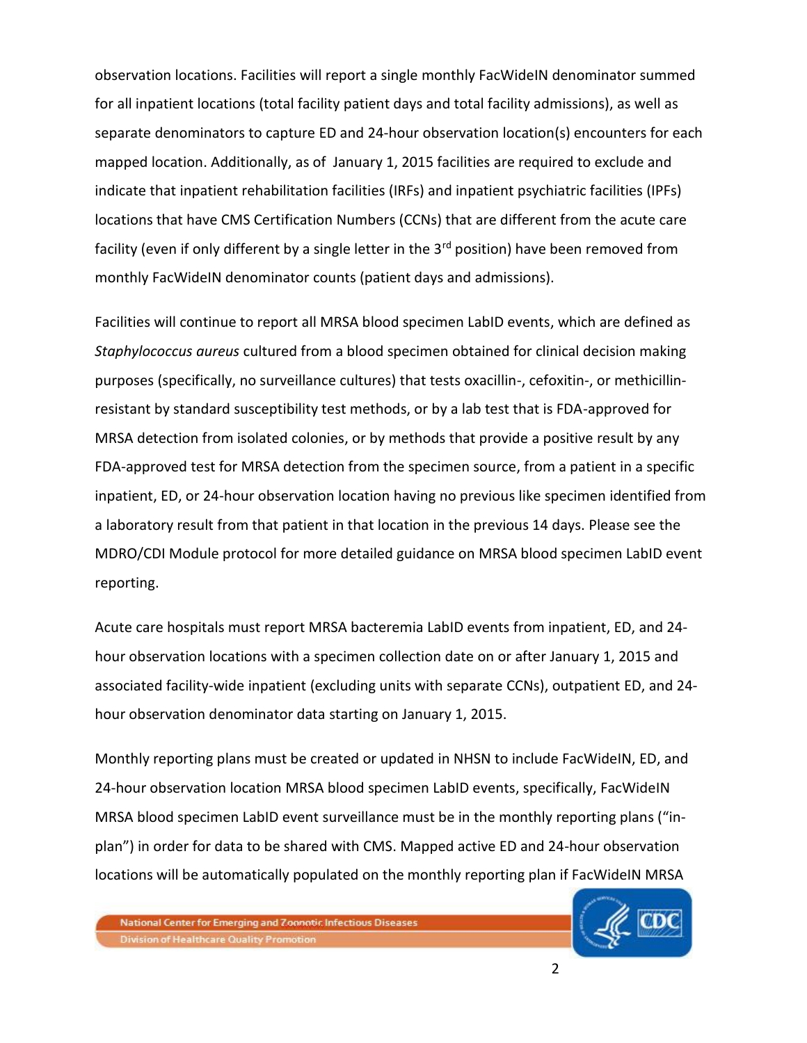observation locations. Facilities will report a single monthly FacWideIN denominator summed for all inpatient locations (total facility patient days and total facility admissions), as well as separate denominators to capture ED and 24-hour observation location(s) encounters for each mapped location. Additionally, as of January 1, 2015 facilities are required to exclude and indicate that inpatient rehabilitation facilities (IRFs) and inpatient psychiatric facilities (IPFs) locations that have CMS Certification Numbers (CCNs) that are different from the acute care facility (even if only different by a single letter in the 3rd position) have been removed from monthly FacWideIN denominator counts (patient days and admissions).

Facilities will continue to report all MRSA blood specimen LabID events, which are defined as *Staphylococcus aureus* cultured from a blood specimen obtained for clinical decision making purposes (specifically, no surveillance cultures) that tests oxacillin-, cefoxitin-, or methicillin-resistant by standard susceptibility test methods, or by a lab test that is FDA-approved for MRSA detection from isolated colonies, or by methods that provide a positive result by any FDA-approved test for MRSA detection from the specimen source, from a patient in a specific inpatient, ED, or 24-hour observation location having no previous like specimen identified from a laboratory result from that patient in that location in the previous 14 days. Please see the MDRO/CDI Module protocol for more detailed guidance on MRSA blood specimen LabID event reporting.

Acute care hospitals must report MRSA bacteremia LabID events from inpatient, ED, and 24-hour observation locations with a specimen collection date on or after January 1, 2015 and associated facility-wide inpatient (excluding units with separate CCNs), outpatient ED, and 24-hour observation denominator data starting on January 1, 2015.

Monthly reporting plans must be created or updated in NHSN to include FacWideIN, ED, and 24-hour observation location MRSA blood specimen LabID events, specifically, FacWideIN MRSA blood specimen LabID event surveillance must be in the monthly reporting plans ("in-plan") in order for data to be shared with CMS. Mapped active ED and 24-hour observation locations will be automatically populated on the monthly reporting plan if FacWideIN MRSA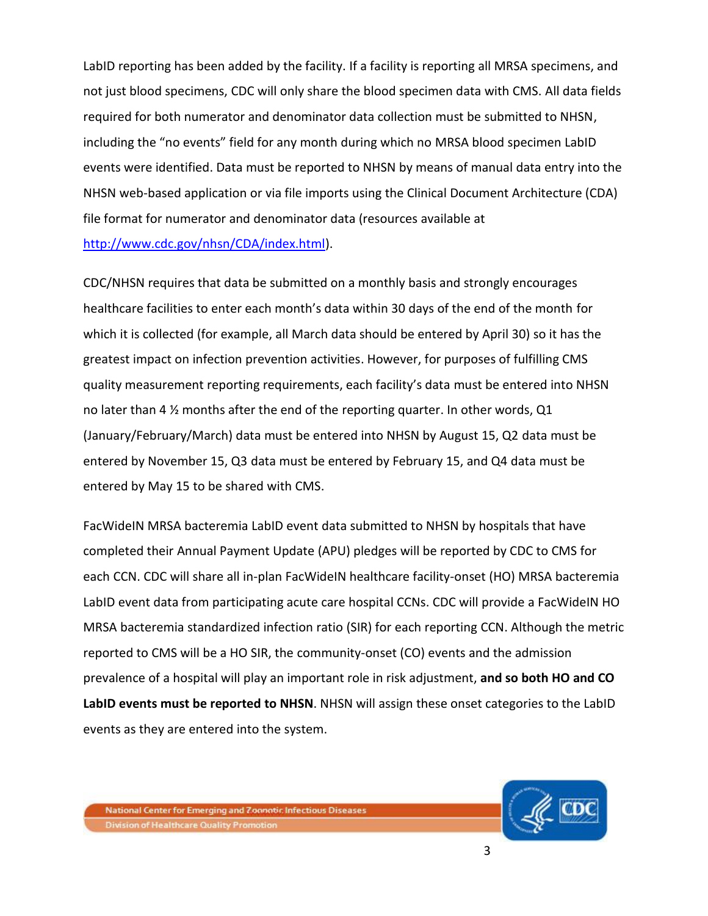LabID reporting has been added by the facility. If a facility is reporting all MRSA specimens, and not just blood specimens, CDC will only share the blood specimen data with CMS. All data fields required for both numerator and denominator data collection must be submitted to NHSN, including the "no events" field for any month during which no MRSA blood specimen LabID events were identified. Data must be reported to NHSN by means of manual data entry into the NHSN web-based application or via file imports using the Clinical Document Architecture (CDA) file format for numerator and denominator data (resources available at http://www.cdc.gov/nhsn/CDA/index.html).

CDC/NHSN requires that data be submitted on a monthly basis and strongly encourages healthcare facilities to enter each month's data within 30 days of the end of the month for which it is collected (for example, all March data should be entered by April 30) so it has the greatest impact on infection prevention activities. However, for purposes of fulfilling CMS quality measurement reporting requirements, each facility's data must be entered into NHSN no later than 4 ½ months after the end of the reporting quarter. In other words, Q1 (January/February/March) data must be entered into NHSN by August 15, Q2 data must be entered by November 15, Q3 data must be entered by February 15, and Q4 data must be entered by May 15 to be shared with CMS.

FacWideIN MRSA bacteremia LabID event data submitted to NHSN by hospitals that have completed their Annual Payment Update (APU) pledges will be reported by CDC to CMS for each CCN. CDC will share all in-plan FacWideIN healthcare facility-onset (HO) MRSA bacteremia LabID event data from participating acute care hospital CCNs. CDC will provide a FacWideIN HO MRSA bacteremia standardized infection ratio (SIR) for each reporting CCN. Although the metric reported to CMS will be a HO SIR, the community-onset (CO) events and the admission prevalence of a hospital will play an important role in risk adjustment, **and so both HO and CO LabID events must be reported to NHSN**. NHSN will assign these onset categories to the LabID events as they are entered into the system.